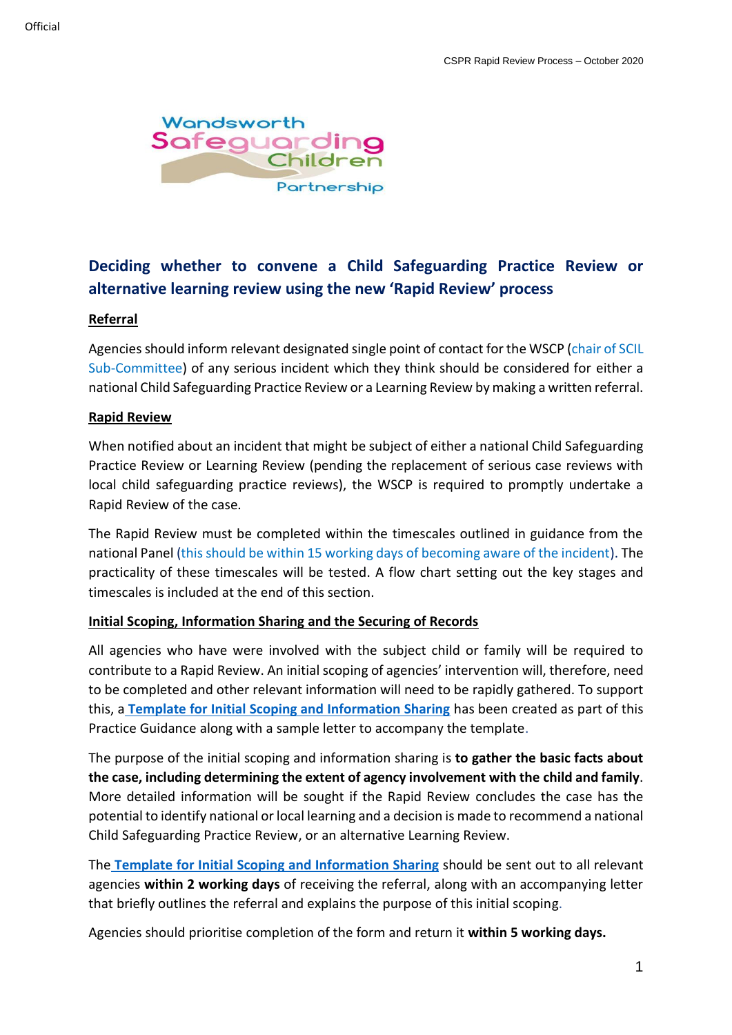# Deciding whether to convene a Child Safeguarding Practice Review or alternative learning review using the new 'Rapid Review' process

## Referral

Agencies should inform relevant designated single point of contact for the WSCP (chair of SCIL Sub-Committee) of any serious incident which they think should be considered for either a national Child Safeguarding Practice Review or a Learning Review by making a written referral.

## Rapid Review

When notified about an incident that might be subject of either a national Child Safeguarding Practice Review or Learning Review (pending the replacement of serious case reviews with local child safeguarding practice reviews), the WSCP is required to promptly undertake a Rapid Review of the case.

The Rapid Review must be completed within the timescales outlined in guidance from the national Panel (this should be within 15 working days of becoming aware of the incident). The practicality of these timescales will be tested. A flow chart setting out the key stages and timescales is included at the end of this section.

## Initial Scoping, Information Sharing and the Securing of Records

All agencies who have were involved with the subject child or family will be required to contribute to a Rapid Review. An initial scoping of agencies' intervention will, therefore, need to be completed and other relevant information will need to be rapidly gathered. To support this, a **Template for Initial Scoping and Information Sharing** has been created as part of this Practice Guidance along with a sample letter to accompany the template.

The purpose of the initial scoping and information sharing is **to gather the basic facts about the case, including determining the extent of agency involvement with the child and family**. More detailed information will be sought if the Rapid Review concludes the case has the potential to identify national or local learning and a decision is made to recommend a national Child Safeguarding Practice Review, or an alternative Learning Review.

The **Template for Initial Scoping and Information Sharing** should be sent out to all relevant agencies **within 2 working days** of receiving the referral, along with an accompanying letter that briefly outlines the referral and explains the purpose of this initial scoping.

Agencies should prioritise completion of the form and return it **within 5 working days.**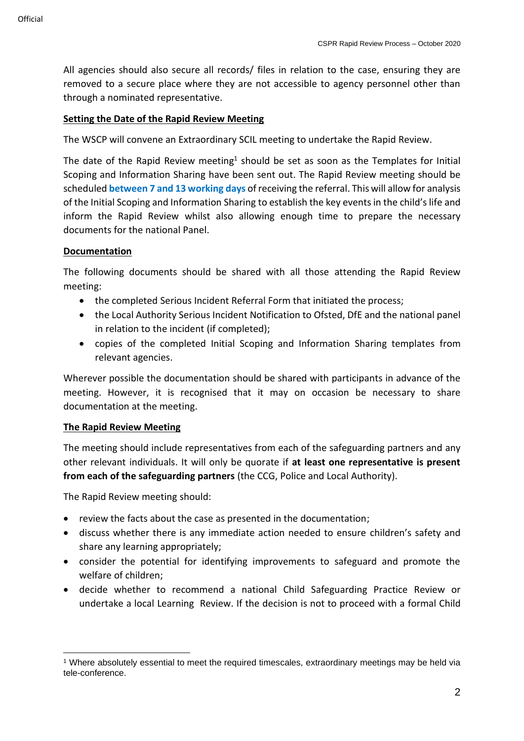All agencies should also secure all records/ files in relation to the case, ensuring they are removed to a secure place where they are not accessible to agency personnel other than through a nominated representative.

**Setting the Date of the Rapid Review Meeting**

The WSCP will convene an Extraordinary SCIL meeting to undertake the Rapid Review.

The date of the Rapid Review meeting[1] should be set as soon as the Templates for Initial Scoping and Information Sharing have been sent out. The Rapid Review meeting should be scheduled **between 7 and 13 working days** of receiving the referral. This will allow for analysis of the Initial Scoping and Information Sharing to establish the key events in the child's life and inform the Rapid Review whilst also allowing enough time to prepare the necessary documents for the national Panel.

**Documentation**

The following documents should be shared with all those attending the Rapid Review meeting:

- the completed Serious Incident Referral Form that initiated the process;
- the Local Authority Serious Incident Notification to Ofsted, DfE and the national panel in relation to the incident (if completed);
- copies of the completed Initial Scoping and Information Sharing templates from relevant agencies.

Wherever possible the documentation should be shared with participants in advance of the meeting. However, it is recognised that it may on occasion be necessary to share documentation at the meeting.

**The Rapid Review Meeting**

The meeting should include representatives from each of the safeguarding partners and any other relevant individuals. It will only be quorate if **at least one representative is present from each of the safeguarding partners** (the CCG, Police and Local Authority).

The Rapid Review meeting should:

- review the facts about the case as presented in the documentation;
- discuss whether there is any immediate action needed to ensure children's safety and share any learning appropriately;
- consider the potential for identifying improvements to safeguard and promote the welfare of children;
- decide whether to recommend a national Child Safeguarding Practice Review or undertake a local Learning Review. If the decision is not to proceed with a formal Child

[1] Where absolutely essential to meet the required timescales, extraordinary meetings may be held via tele-conference.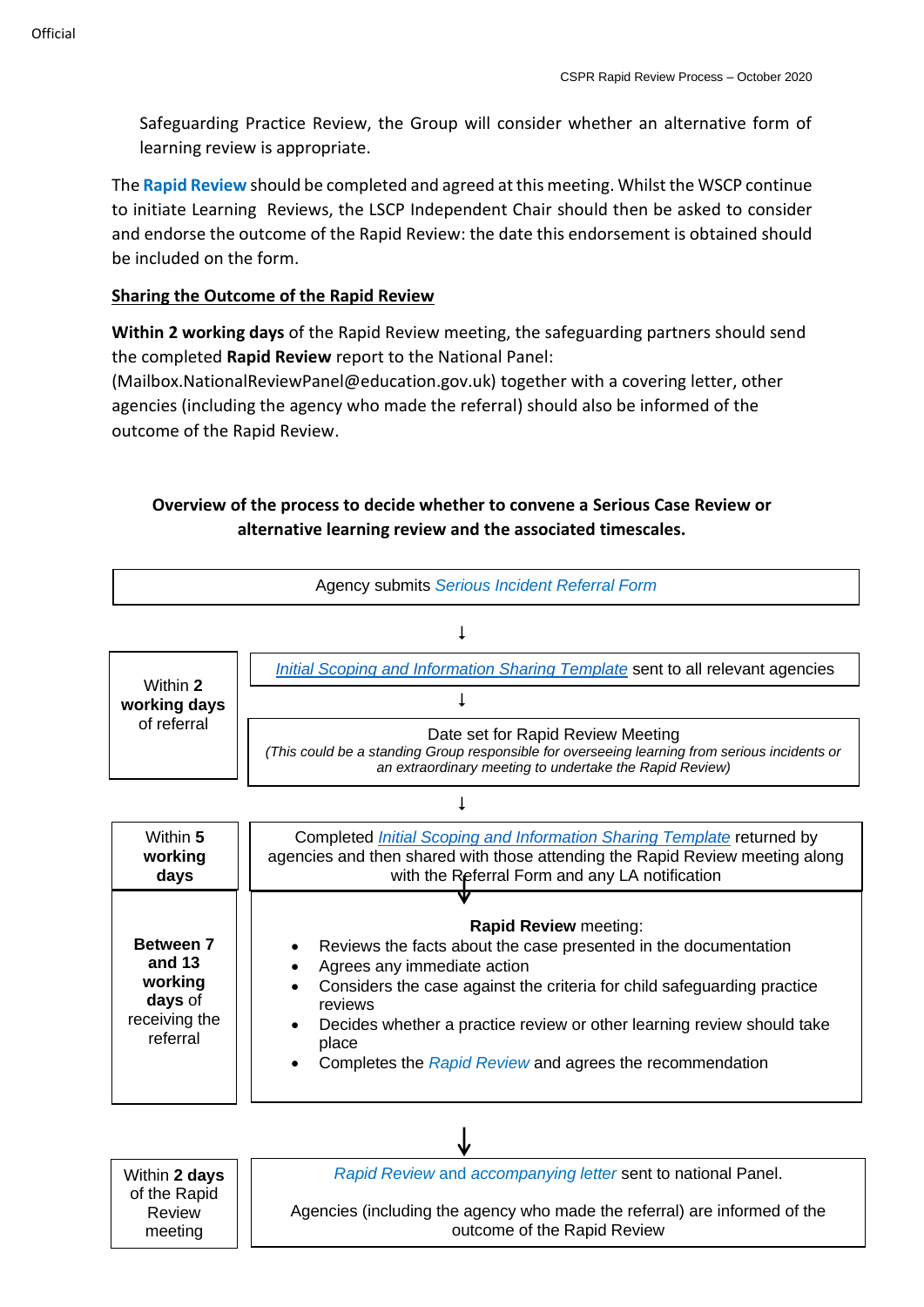Safeguarding Practice Review, the Group will consider whether an alternative form of learning review is appropriate.

The **Rapid Review** should be completed and agreed at this meeting. Whilst the WSCP continue to initiate Learning Reviews, the LSCP Independent Chair should then be asked to consider and endorse the outcome of the Rapid Review: the date this endorsement is obtained should be included on the form.

**Sharing the Outcome of the Rapid Review**

**Within 2 working days** of the Rapid Review meeting, the safeguarding partners should send the completed **Rapid Review** report to the National Panel: (Mailbox.NationalReviewPanel@education.gov.uk) together with a covering letter, other agencies (including the agency who made the referral) should also be informed of the outcome of the Rapid Review.

**Overview of the process to decide whether to convene a Serious Case Review or alternative learning review and the associated timescales.**

Agency submits *Serious Incident Referral Form*

↓

**Within 2 working days of referral**

*Initial Scoping and Information Sharing Template* sent to all relevant agencies

↓

Date set for Rapid Review Meeting
*(This could be a standing Group responsible for overseeing learning from serious incidents or an extraordinary meeting to undertake the Rapid Review)*

↓

**Within 5 working days**

Completed *Initial Scoping and Information Sharing Template* returned by agencies and then shared with those attending the Rapid Review meeting along with the Referral Form and any LA notification

↓

**Between 7 and 13 working days of receiving the referral**

**Rapid Review** meeting:

- Reviews the facts about the case presented in the documentation
- Agrees any immediate action
- Considers the case against the criteria for child safeguarding practice reviews
- Decides whether a practice review or other learning review should take place
- Completes the *Rapid Review* and agrees the recommendation

↓

**Within 2 days of the Rapid Review meeting**

*Rapid Review* and *accompanying letter* sent to national Panel.

Agencies (including the agency who made the referral) are informed of the outcome of the Rapid Review